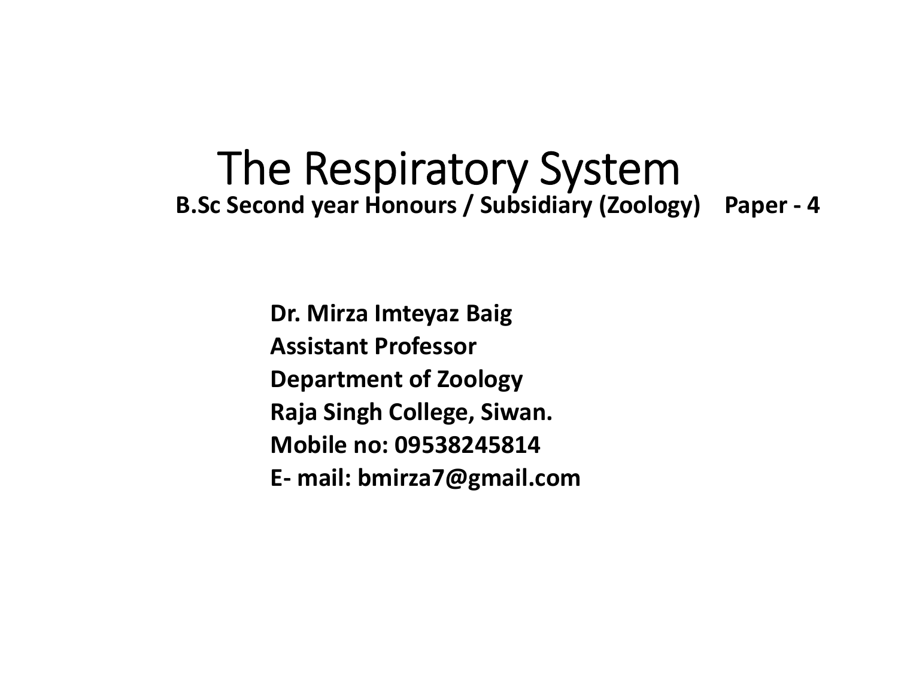# The Respiratory System

**B.Sc Second year Honours / Subsidiary (Zoology) Paper - 4**

**Dr. Mirza Imteyaz Baig**
**Assistant Professor**
**Department of Zoology**
**Raja Singh College, Siwan.**
**Mobile no: 09538245814**
**E- mail: bmirza7@gmail.com**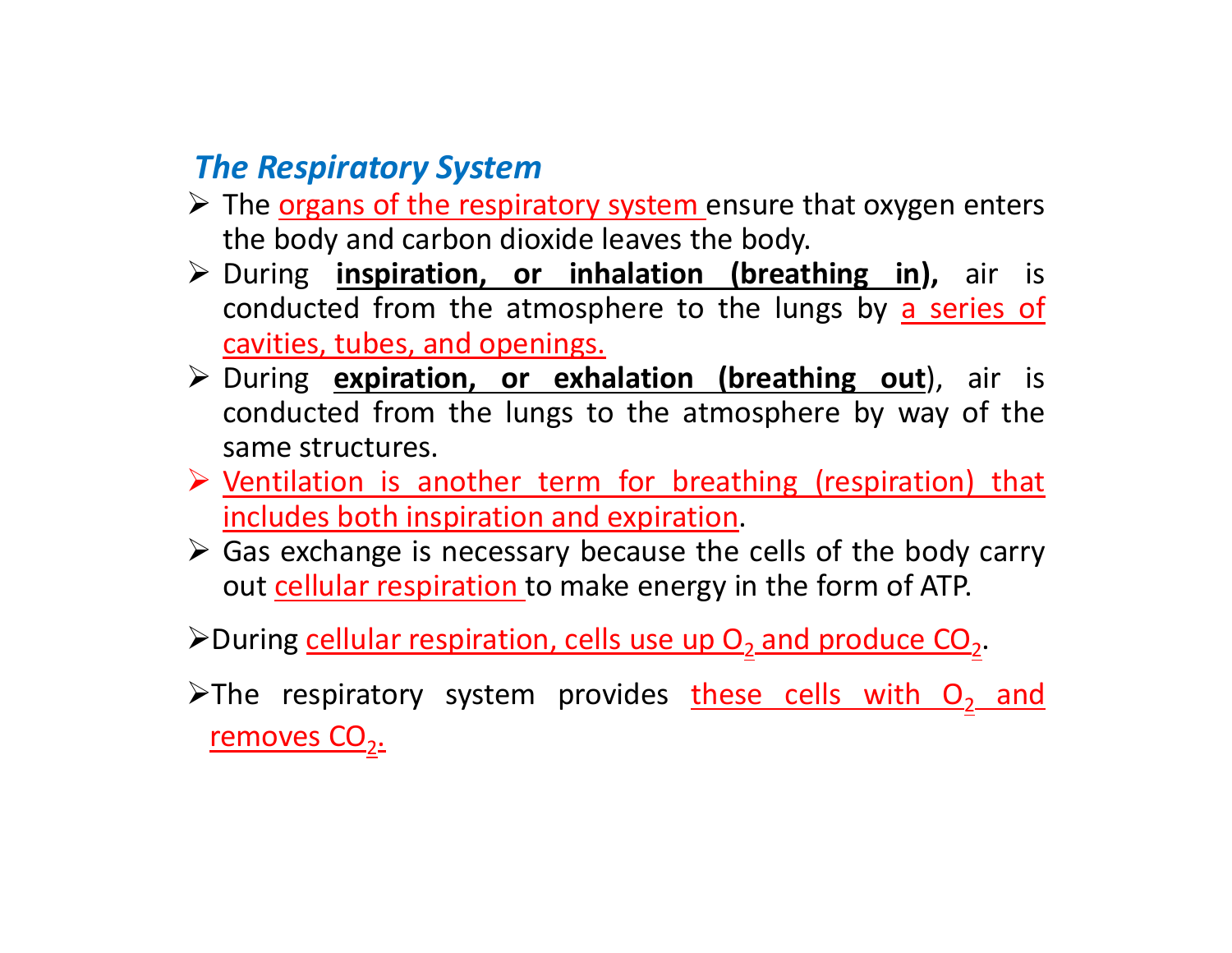## *The Respiratory System*

- The organs of the respiratory system ensure that oxygen enters the body and carbon dioxide leaves the body.
- During **inspiration, or inhalation (breathing in),** air is conducted from the atmosphere to the lungs by a series of cavities, tubes, and openings.
- During **expiration, or exhalation (breathing out**), air is conducted from the lungs to the atmosphere by way of the same structures.
- Ventilation is another term for breathing (respiration) that includes both inspiration and expiration.
- Gas exchange is necessary because the cells of the body carry out cellular respiration to make energy in the form of ATP.
- During cellular respiration, cells use up $O_2$ and produce $CO_2$.
- The respiratory system provides these cells with $O_2$ and removes $CO_2$.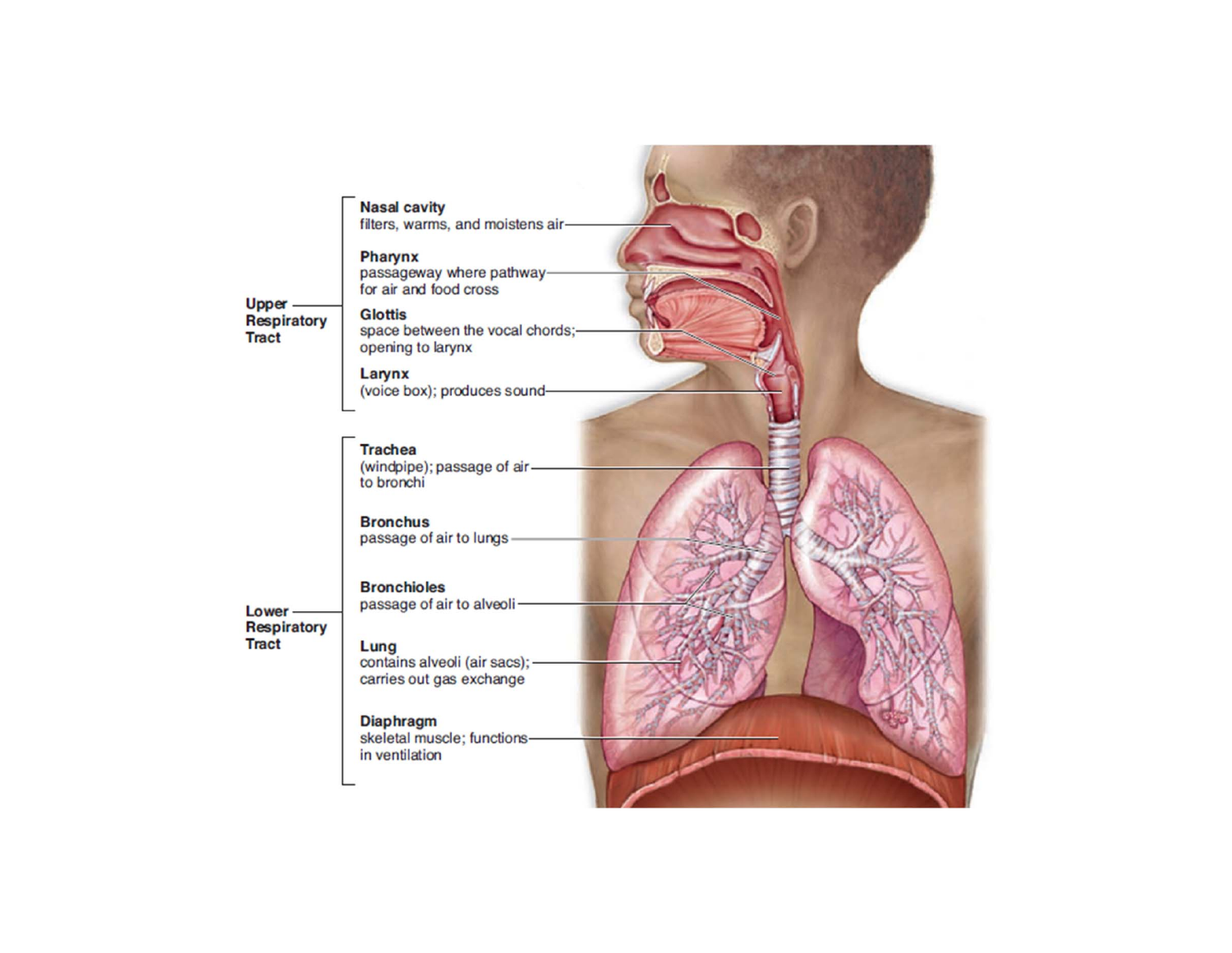**Upper Respiratory Tract**

**Nasal cavity**
filters, warms, and moistens air

**Pharynx**
passageway where pathway for air and food cross

**Glottis**
space between the vocal chords; opening to larynx

**Larynx**
(voice box); produces sound

**Lower Respiratory Tract**

**Trachea**
(windpipe); passage of air to bronchi

**Bronchus**
passage of air to lungs

**Bronchioles**
passage of air to alveoli

**Lung**
contains alveoli (air sacs); carries out gas exchange

**Diaphragm**
skeletal muscle; functions in ventilation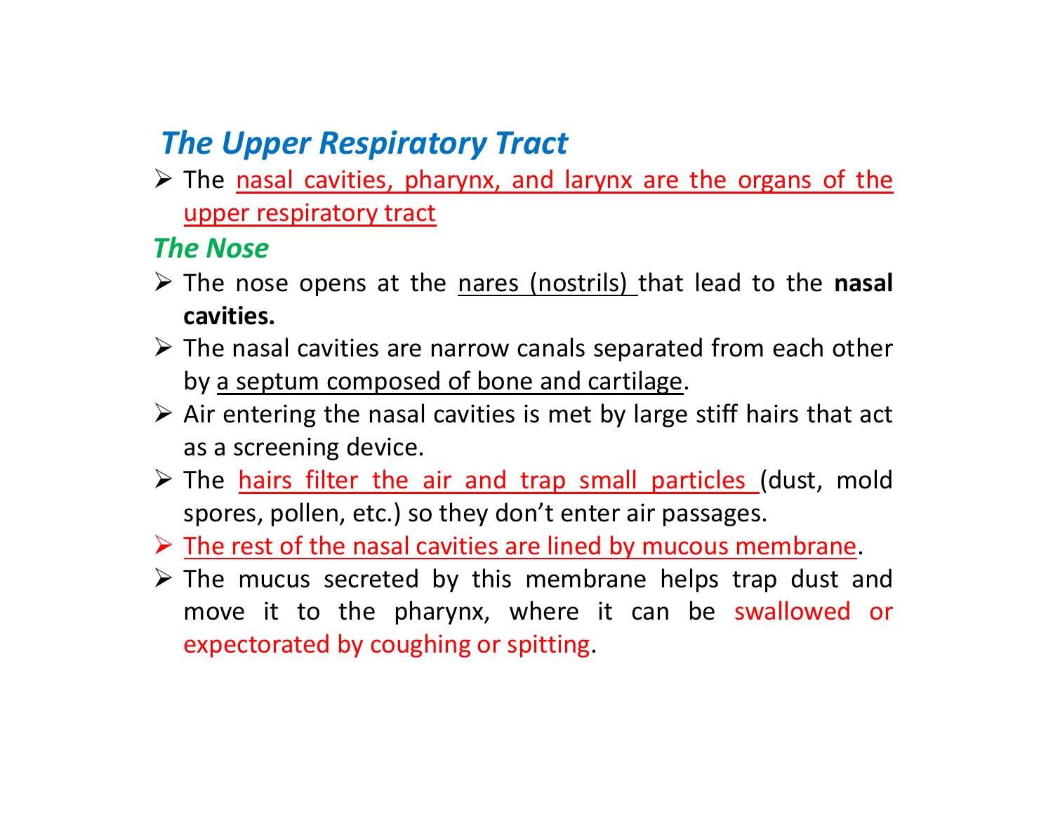## *The Upper Respiratory Tract*

- The nasal cavities, pharynx, and larynx are the organs of the upper respiratory tract

### *The Nose*

- The nose opens at the nares (nostrils) that lead to the **nasal cavities.**
- The nasal cavities are narrow canals separated from each other by a septum composed of bone and cartilage.
- Air entering the nasal cavities is met by large stiff hairs that act as a screening device.
- The hairs filter the air and trap small particles (dust, mold spores, pollen, etc.) so they don't enter air passages.
- The rest of the nasal cavities are lined by mucous membrane.
- The mucus secreted by this membrane helps trap dust and move it to the pharynx, where it can be swallowed or expectorated by coughing or spitting.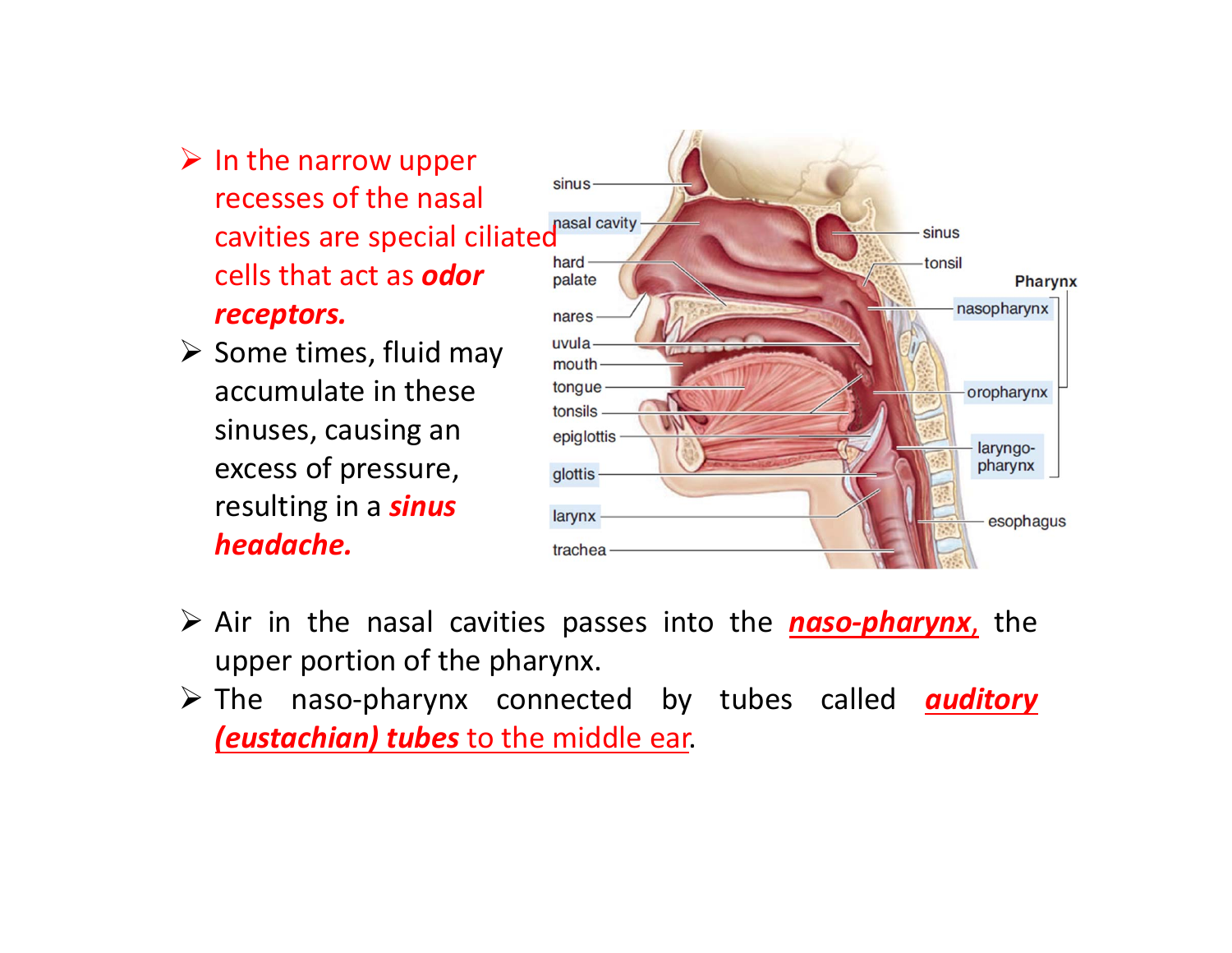- In the narrow upper recesses of the nasal cavities are special ciliated cells that act as ***odor receptors.***
- Some times, fluid may accumulate in these sinuses, causing an excess of pressure, resulting in a ***sinus headache.***

- Air in the nasal cavities passes into the ***naso-pharynx,*** the upper portion of the pharynx.
- The naso-pharynx connected by tubes called ***auditory (eustachian) tubes*** to the middle ear.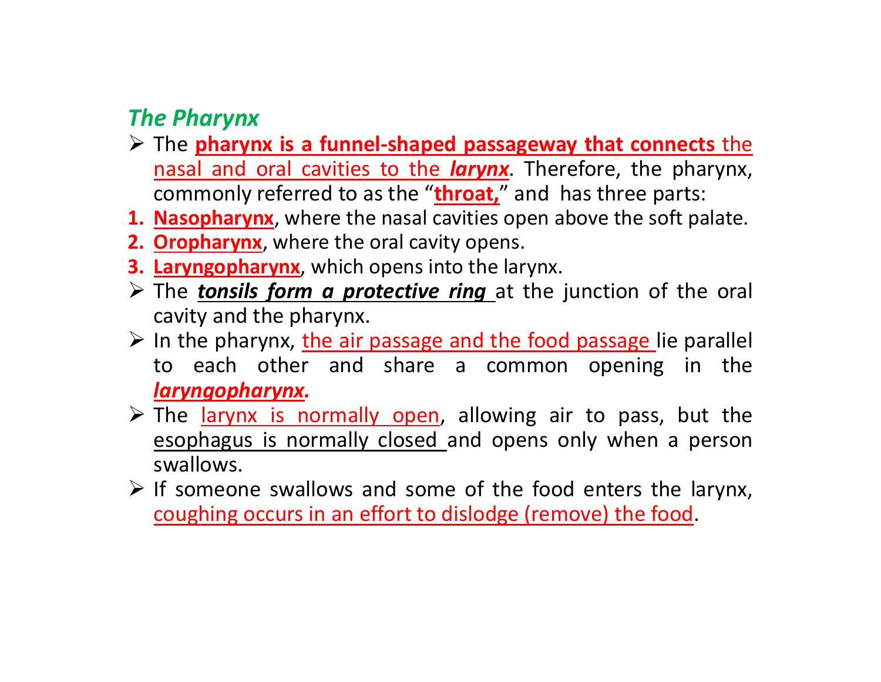## *The Pharynx*

- The **pharynx is a funnel-shaped passageway that connects** the nasal and oral cavities to the ***larynx***. Therefore, the pharynx, commonly referred to as the "**throat,**" and has three parts:

1. **Nasopharynx**, where the nasal cavities open above the soft palate.
2. **Oropharynx**, where the oral cavity opens.
3. **Laryngopharynx**, which opens into the larynx.

- The ***tonsils form a protective ring*** at the junction of the oral cavity and the pharynx.
- In the pharynx, the air passage and the food passage lie parallel to each other and share a common opening in the ***laryngopharynx.***
- The larynx is normally open, allowing air to pass, but the esophagus is normally closed and opens only when a person swallows.
- If someone swallows and some of the food enters the larynx, coughing occurs in an effort to dislodge (remove) the food.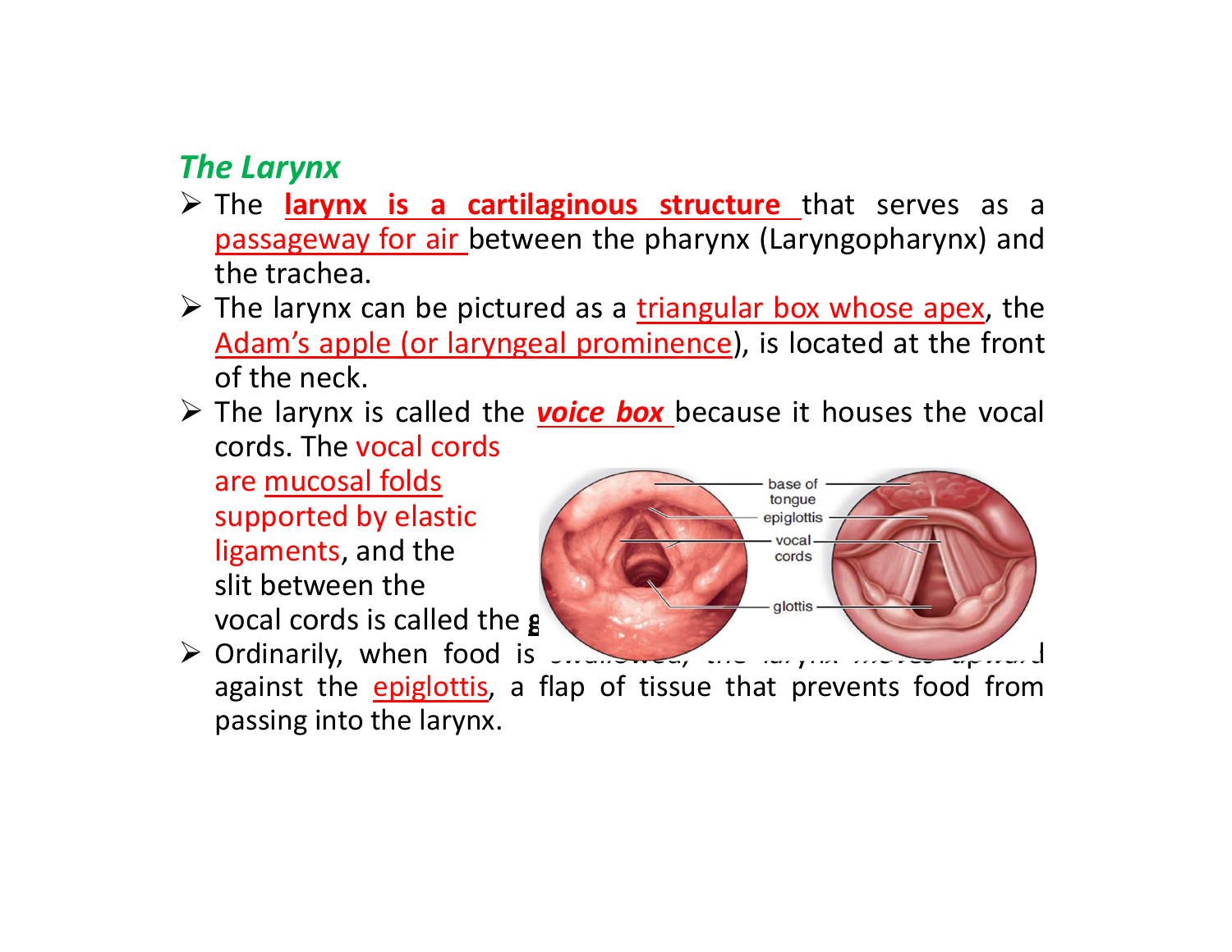## The Larynx

- The **larynx is a cartilaginous structure** that serves as a passageway for air between the pharynx (Laryngopharynx) and the trachea.
- The larynx can be pictured as a triangular box whose apex, the Adam's apple (or laryngeal prominence), is located at the front of the neck.
- The larynx is called the ***voice box*** because it houses the vocal cords. The vocal cords are mucosal folds supported by elastic ligaments, and the slit between the vocal cords is called the g
- Ordinarily, when food is swallowed, the larynx moves upward against the epiglottis, a flap of tissue that prevents food from passing into the larynx.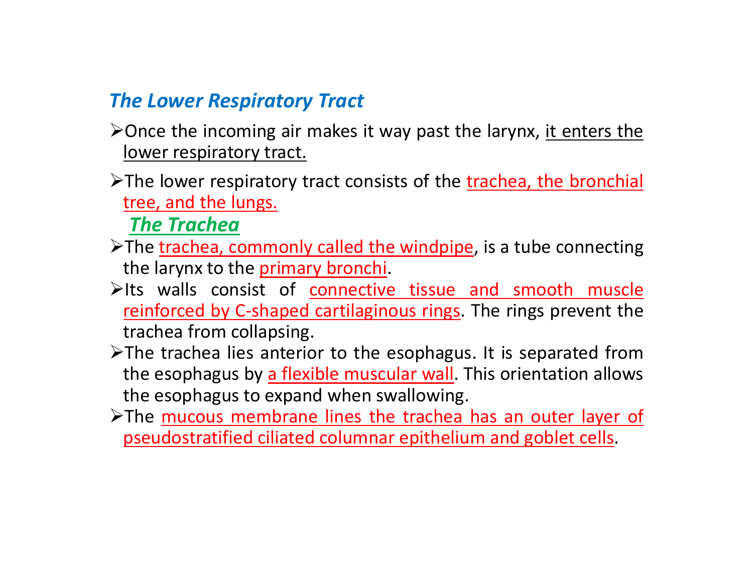## *The Lower Respiratory Tract*

- Once the incoming air makes it way past the larynx, it enters the lower respiratory tract.
- The lower respiratory tract consists of the trachea, the bronchial tree, and the lungs.

### *The Trachea*

- The trachea, commonly called the windpipe, is a tube connecting the larynx to the primary bronchi.
- Its walls consist of connective tissue and smooth muscle reinforced by C-shaped cartilaginous rings. The rings prevent the trachea from collapsing.
- The trachea lies anterior to the esophagus. It is separated from the esophagus by a flexible muscular wall. This orientation allows the esophagus to expand when swallowing.
- The mucous membrane lines the trachea has an outer layer of pseudostratified ciliated columnar epithelium and goblet cells.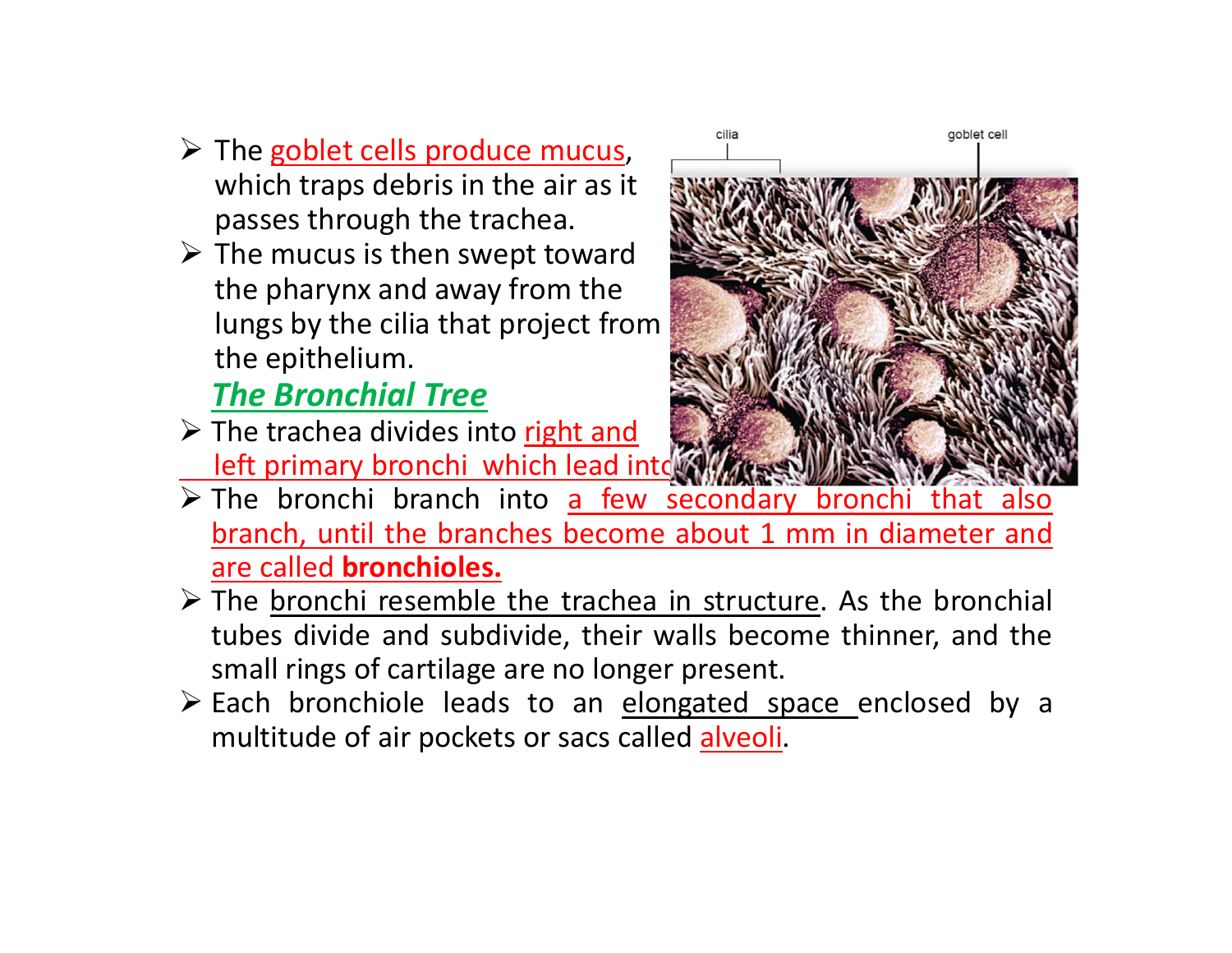- The goblet cells produce mucus, which traps debris in the air as it passes through the trachea.
- The mucus is then swept toward the pharynx and away from the lungs by the cilia that project from the epithelium.

***The Bronchial Tree***

- The trachea divides into right and left primary bronchi which lead into
- The bronchi branch into a few secondary bronchi that also branch, until the branches become about 1 mm in diameter and are called **bronchioles.**
- The bronchi resemble the trachea in structure. As the bronchial tubes divide and subdivide, their walls become thinner, and the small rings of cartilage are no longer present.
- Each bronchiole leads to an elongated space enclosed by a multitude of air pockets or sacs called alveoli.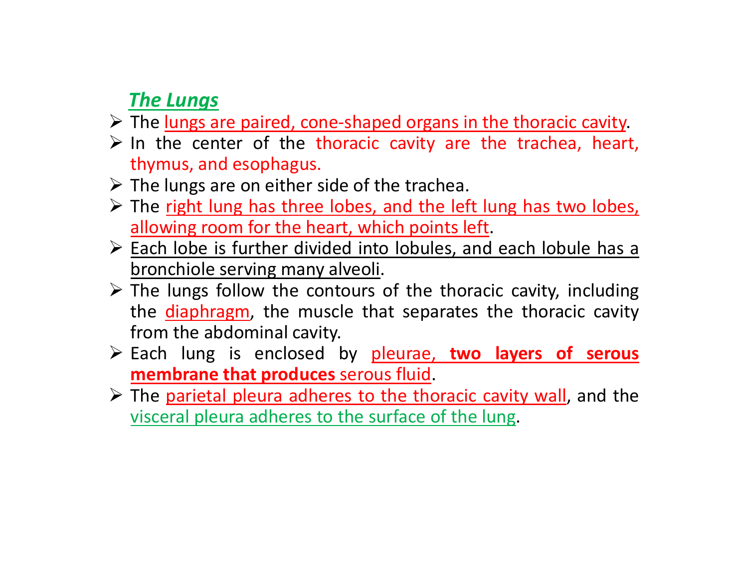## ***The Lungs***

- The lungs are paired, cone-shaped organs in the thoracic cavity.
- In the center of the thoracic cavity are the trachea, heart, thymus, and esophagus.
- The lungs are on either side of the trachea.
- The right lung has three lobes, and the left lung has two lobes, allowing room for the heart, which points left.
- Each lobe is further divided into lobules, and each lobule has a bronchiole serving many alveoli.
- The lungs follow the contours of the thoracic cavity, including the diaphragm, the muscle that separates the thoracic cavity from the abdominal cavity.
- Each lung is enclosed by pleurae, **two layers of serous membrane that produces** serous fluid.
- The parietal pleura adheres to the thoracic cavity wall, and the visceral pleura adheres to the surface of the lung.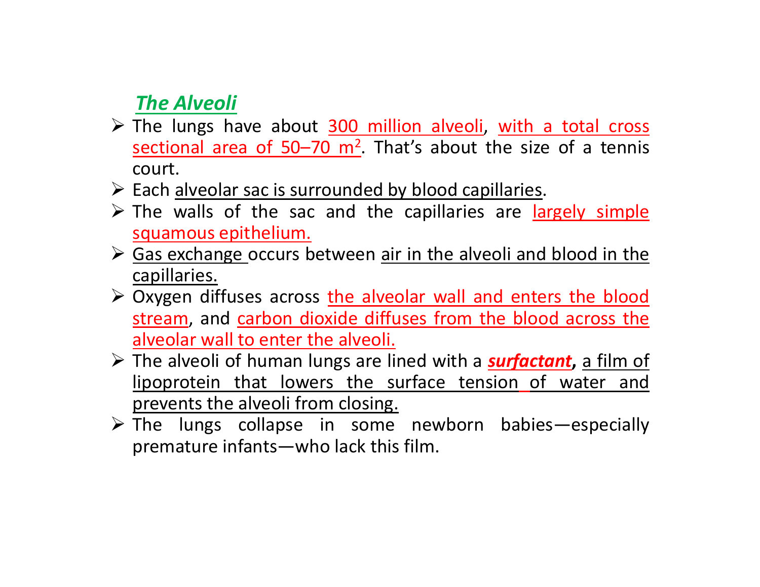## *The Alveoli*

- The lungs have about 300 million alveoli, with a total cross sectional area of 50–70 $m^2$. That's about the size of a tennis court.
- Each alveolar sac is surrounded by blood capillaries.
- The walls of the sac and the capillaries are largely simple squamous epithelium.
- Gas exchange occurs between air in the alveoli and blood in the capillaries.
- Oxygen diffuses across the alveolar wall and enters the blood stream, and carbon dioxide diffuses from the blood across the alveolar wall to enter the alveoli.
- The alveoli of human lungs are lined with a ***surfactant***, a film of lipoprotein that lowers the surface tension of water and prevents the alveoli from closing.
- The lungs collapse in some newborn babies—especially premature infants—who lack this film.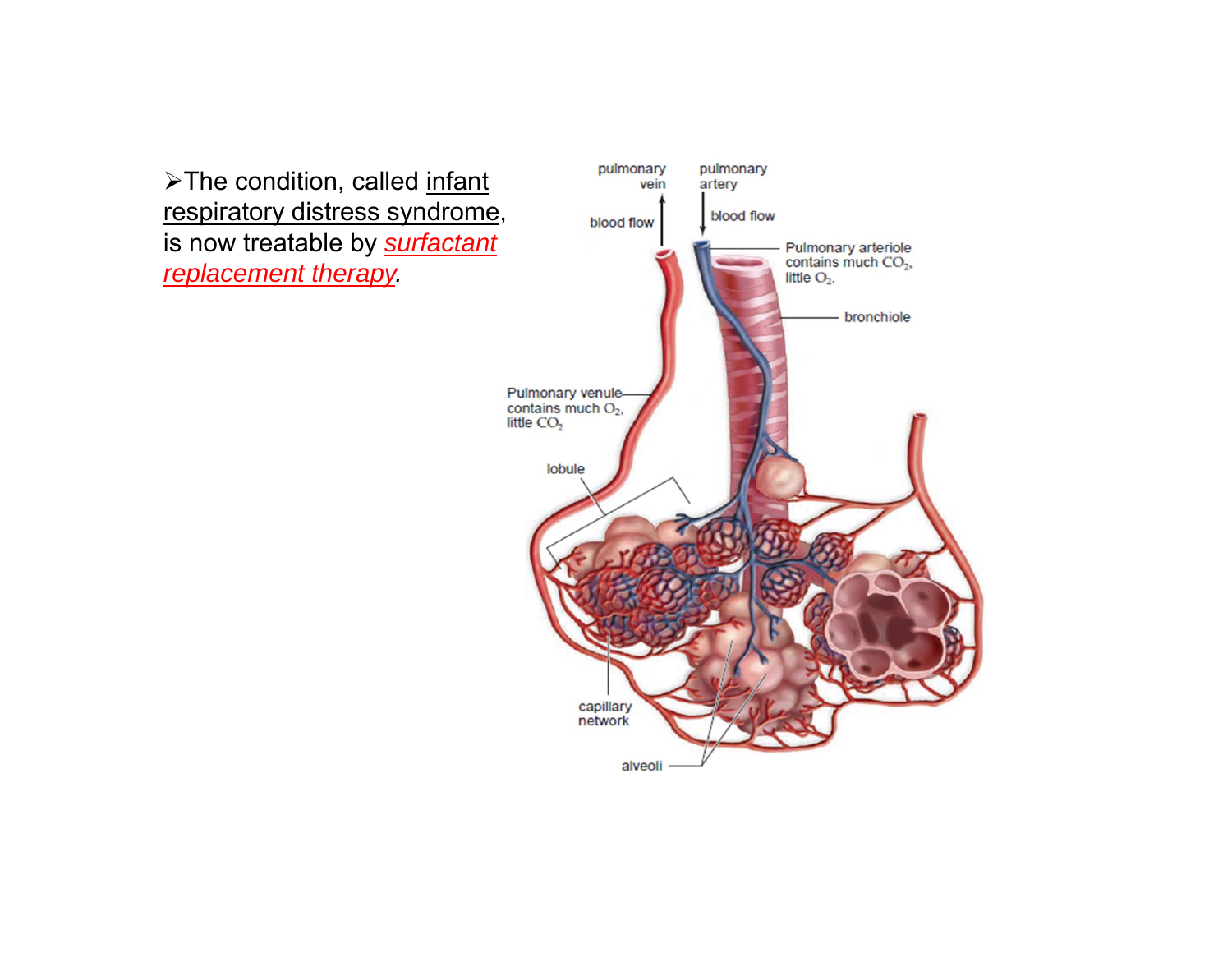- The condition, called infant respiratory distress syndrome, is now treatable by *surfactant replacement therapy*.

pulmonary vein

pulmonary artery

blood flow

blood flow

Pulmonary arteriole contains much $CO_2$, little $O_2$.

bronchiole

Pulmonary venule contains much $O_2$, little $CO_2$

lobule

capillary network

alveoli